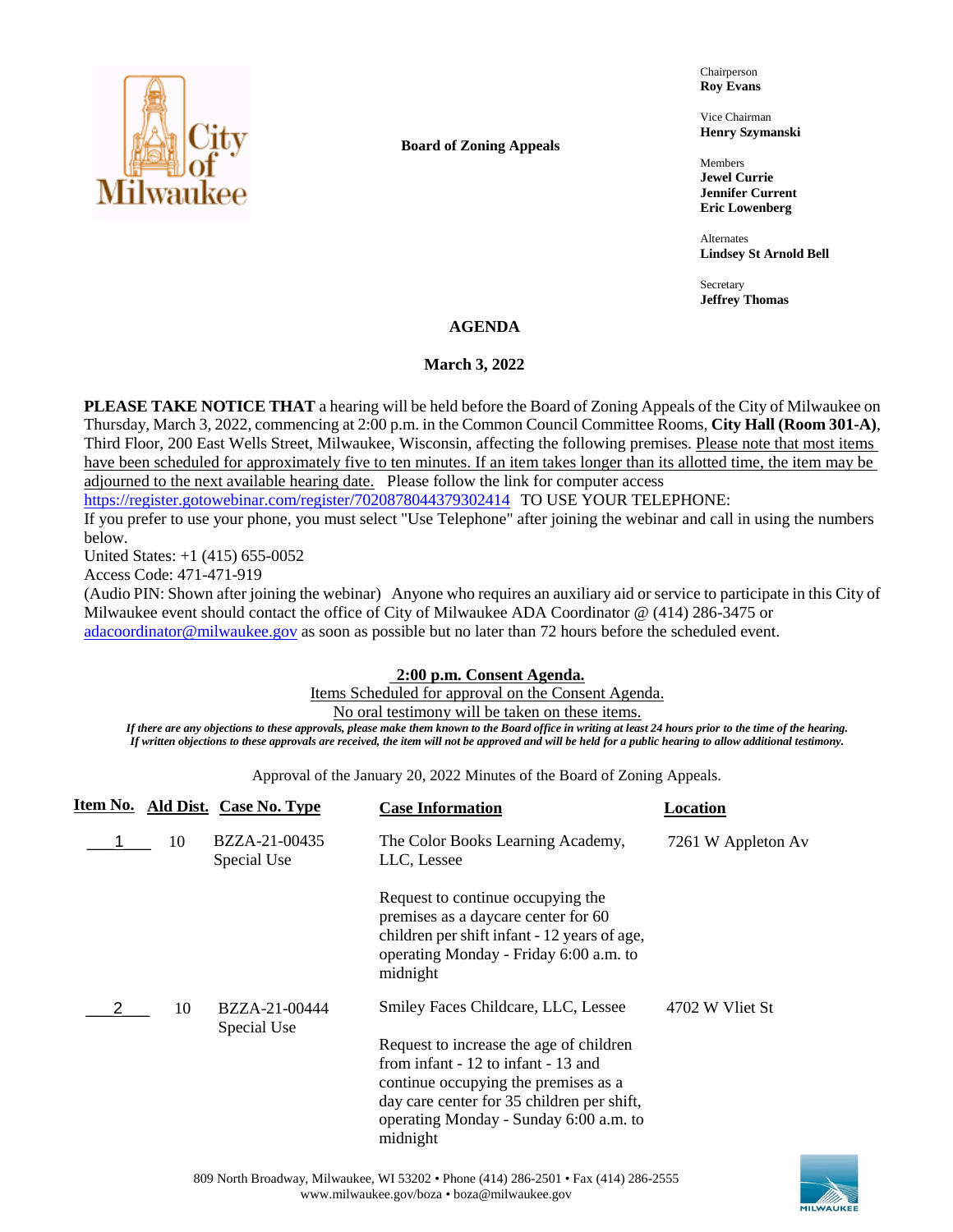**City of Milwaukee**

**Board of Zoning Appeals**

Chairperson
**Roy Evans**

Vice Chairman
**Henry Szymanski**

Members
**Jewel Currie**
**Jennifer Current**
**Eric Lowenberg**

Alternates
**Lindsey St Arnold Bell**

Secretary
**Jeffrey Thomas**

# AGENDA

## March 3, 2022

**PLEASE TAKE NOTICE THAT** a hearing will be held before the Board of Zoning Appeals of the City of Milwaukee on Thursday, March 3, 2022, commencing at 2:00 p.m. in the Common Council Committee Rooms, **City Hall (Room 301-A)**, Third Floor, 200 East Wells Street, Milwaukee, Wisconsin, affecting the following premises. Please note that most items have been scheduled for approximately five to ten minutes. If an item takes longer than its allotted time, the item may be adjourned to the next available hearing date. Please follow the link for computer access https://register.gotowebinar.com/register/7020878044379302414 TO USE YOUR TELEPHONE:
If you prefer to use your phone, you must select "Use Telephone" after joining the webinar and call in using the numbers below.
United States: +1 (415) 655-0052
Access Code: 471-471-919
(Audio PIN: Shown after joining the webinar) Anyone who requires an auxiliary aid or service to participate in this City of Milwaukee event should contact the office of City of Milwaukee ADA Coordinator @ (414) 286-3475 or adacoordinator@milwaukee.gov as soon as possible but no later than 72 hours before the scheduled event.

**2:00 p.m. Consent Agenda.**

Items Scheduled for approval on the Consent Agenda.

No oral testimony will be taken on these items.

***If there are any objections to these approvals, please make them known to the Board office in writing at least 24 hours prior to the time of the hearing. If written objections to these approvals are received, the item will not be approved and will be held for a public hearing to allow additional testimony.***

Approval of the January 20, 2022 Minutes of the Board of Zoning Appeals.

| Item No. | Ald Dist. | Case No. Type | Case Information | Location |
|---|---|---|---|---|
| 1 | 10 | BZZA-21-00435<br>Special Use | The Color Books Learning Academy, LLC, Lessee<br><br>Request to continue occupying the premises as a daycare center for 60 children per shift infant - 12 years of age, operating Monday - Friday 6:00 a.m. to midnight | 7261 W Appleton Av |
| 2 | 10 | BZZA-21-00444<br>Special Use | Smiley Faces Childcare, LLC, Lessee<br><br>Request to increase the age of children from infant - 12 to infant - 13 and continue occupying the premises as a day care center for 35 children per shift, operating Monday - Sunday 6:00 a.m. to midnight | 4702 W Vliet St |

809 North Broadway, Milwaukee, WI 53202 • Phone (414) 286-2501 • Fax (414) 286-2555
www.milwaukee.gov/boza • boza@milwaukee.gov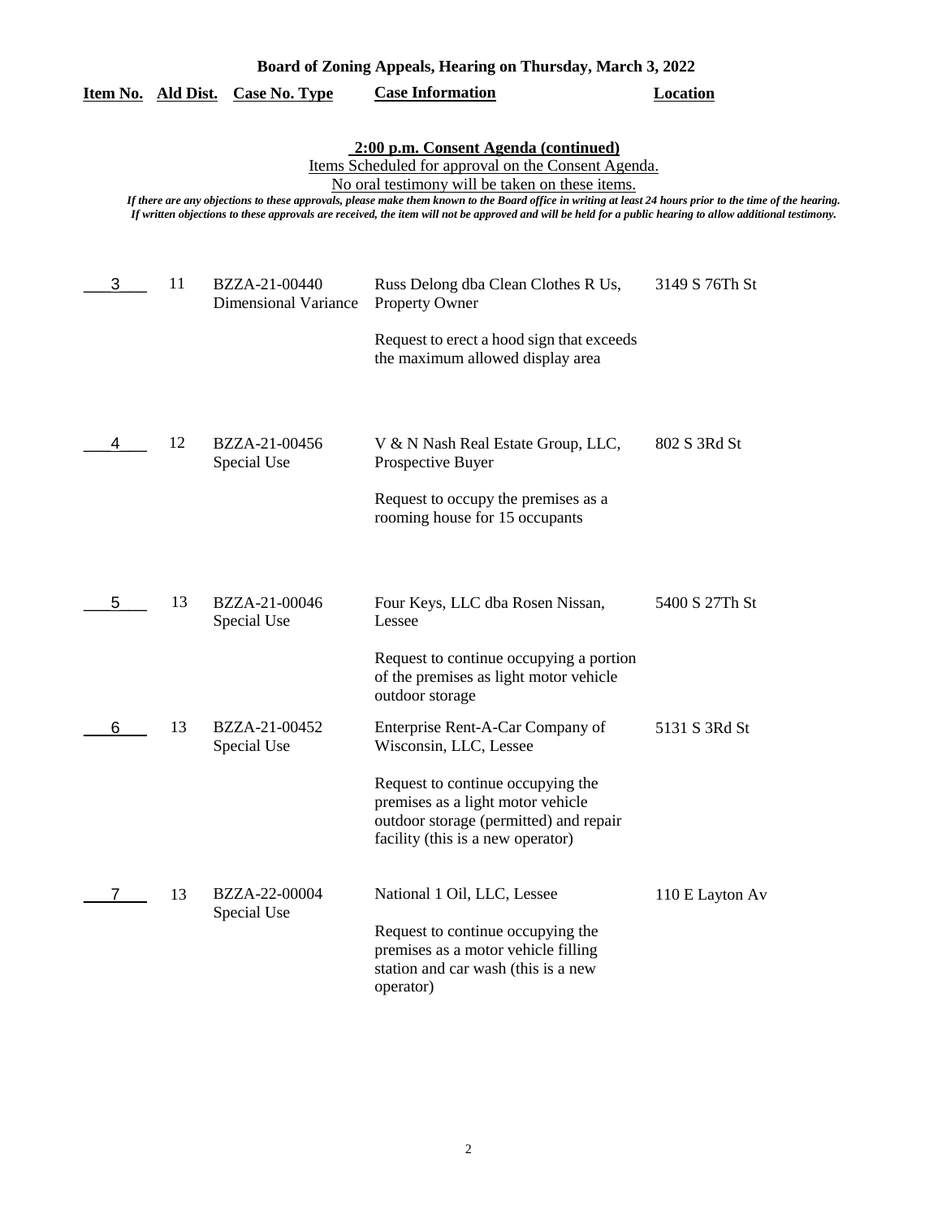**Board of Zoning Appeals, Hearing on Thursday, March 3, 2022**

**2:00 p.m. Consent Agenda (continued)**

Items Scheduled for approval on the Consent Agenda.

No oral testimony will be taken on these items.

*If there are any objections to these approvals, please make them known to the Board office in writing at least 24 hours prior to the time of the hearing. If written objections to these approvals are received, the item will not be approved and will be held for a public hearing to allow additional testimony.*

| Item No. | Ald Dist. | Case No. Type | Case Information | Location |
|---|---|---|---|---|
| 3 | 11 | BZZA-21-00440<br>Dimensional Variance | Russ Delong dba Clean Clothes R Us, Property Owner<br><br>Request to erect a hood sign that exceeds the maximum allowed display area | 3149 S 76Th St |
| 4 | 12 | BZZA-21-00456<br>Special Use | V & N Nash Real Estate Group, LLC, Prospective Buyer<br><br>Request to occupy the premises as a rooming house for 15 occupants | 802 S 3Rd St |
| 5 | 13 | BZZA-21-00046<br>Special Use | Four Keys, LLC dba Rosen Nissan, Lessee<br><br>Request to continue occupying a portion of the premises as light motor vehicle outdoor storage | 5400 S 27Th St |
| 6 | 13 | BZZA-21-00452<br>Special Use | Enterprise Rent-A-Car Company of Wisconsin, LLC, Lessee<br><br>Request to continue occupying the premises as a light motor vehicle outdoor storage (permitted) and repair facility (this is a new operator) | 5131 S 3Rd St |
| 7 | 13 | BZZA-22-00004<br>Special Use | National 1 Oil, LLC, Lessee<br><br>Request to continue occupying the premises as a motor vehicle filling station and car wash (this is a new operator) | 110 E Layton Av |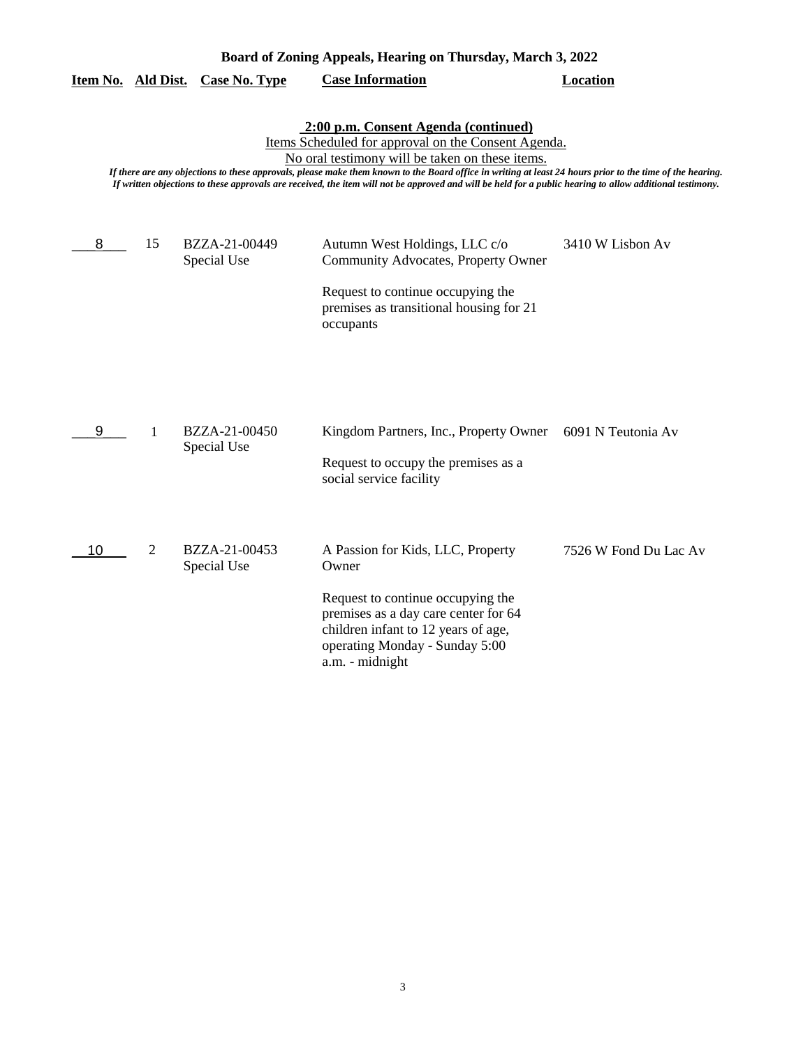**Board of Zoning Appeals, Hearing on Thursday, March 3, 2022**

**2:00 p.m. Consent Agenda (continued)**

Items Scheduled for approval on the Consent Agenda.

No oral testimony will be taken on these items.

*If there are any objections to these approvals, please make them known to the Board office in writing at least 24 hours prior to the time of the hearing. If written objections to these approvals are received, the item will not be approved and will be held for a public hearing to allow additional testimony.*

| Item No. | Ald Dist. | Case No. Type | Case Information | Location |
|---|---|---|---|---|
| 8 | 15 | BZZA-21-00449 Special Use | Autumn West Holdings, LLC c/o Community Advocates, Property Owner<br><br>Request to continue occupying the premises as transitional housing for 21 occupants | 3410 W Lisbon Av |
| 9 | 1 | BZZA-21-00450 Special Use | Kingdom Partners, Inc., Property Owner<br><br>Request to occupy the premises as a social service facility | 6091 N Teutonia Av |
| 10 | 2 | BZZA-21-00453 Special Use | A Passion for Kids, LLC, Property Owner<br><br>Request to continue occupying the premises as a day care center for 64 children infant to 12 years of age, operating Monday - Sunday 5:00 a.m. - midnight | 7526 W Fond Du Lac Av |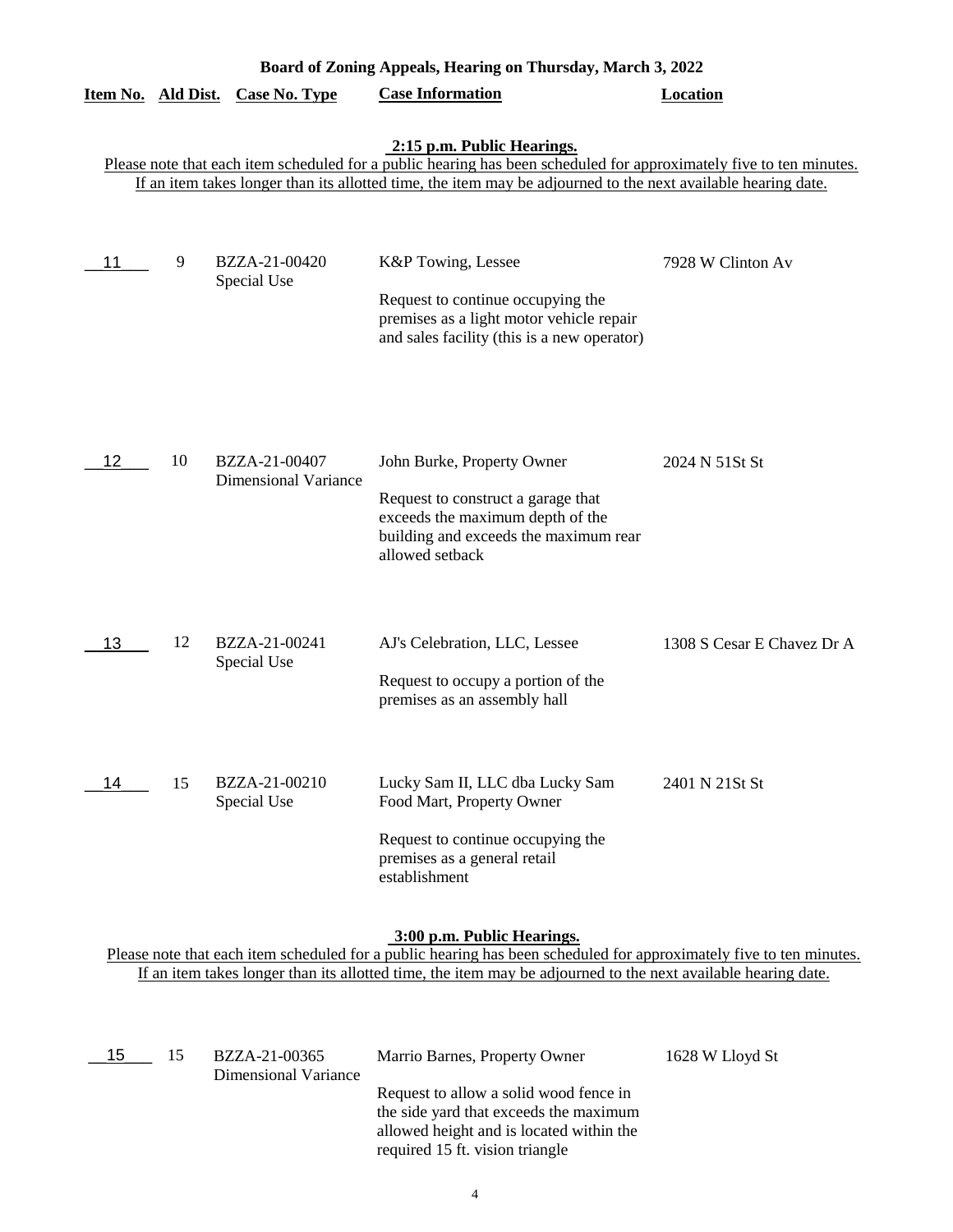**Board of Zoning Appeals, Hearing on Thursday, March 3, 2022**

| Item No. | Ald Dist. | Case No. Type | Case Information | Location |
|---|---|---|---|---|

**2:15 p.m. Public Hearings.**

Please note that each item scheduled for a public hearing has been scheduled for approximately five to ten minutes. If an item takes longer than its allotted time, the item may be adjourned to the next available hearing date.

| Item No. | Ald Dist. | Case No. Type | Case Information | Location |
|---|---|---|---|---|
| 11 | 9 | BZZA-21-00420 Special Use | K&P Towing, Lessee<br><br>Request to continue occupying the premises as a light motor vehicle repair and sales facility (this is a new operator) | 7928 W Clinton Av |
| 12 | 10 | BZZA-21-00407 Dimensional Variance | John Burke, Property Owner<br><br>Request to construct a garage that exceeds the maximum depth of the building and exceeds the maximum rear allowed setback | 2024 N 51St St |
| 13 | 12 | BZZA-21-00241 Special Use | AJ's Celebration, LLC, Lessee<br><br>Request to occupy a portion of the premises as an assembly hall | 1308 S Cesar E Chavez Dr A |
| 14 | 15 | BZZA-21-00210 Special Use | Lucky Sam II, LLC dba Lucky Sam Food Mart, Property Owner<br><br>Request to continue occupying the premises as a general retail establishment | 2401 N 21St St |

**3:00 p.m. Public Hearings.**

Please note that each item scheduled for a public hearing has been scheduled for approximately five to ten minutes. If an item takes longer than its allotted time, the item may be adjourned to the next available hearing date.

| Item No. | Ald Dist. | Case No. Type | Case Information | Location |
|---|---|---|---|---|
| 15 | 15 | BZZA-21-00365 Dimensional Variance | Marrio Barnes, Property Owner<br><br>Request to allow a solid wood fence in the side yard that exceeds the maximum allowed height and is located within the required 15 ft. vision triangle | 1628 W Lloyd St |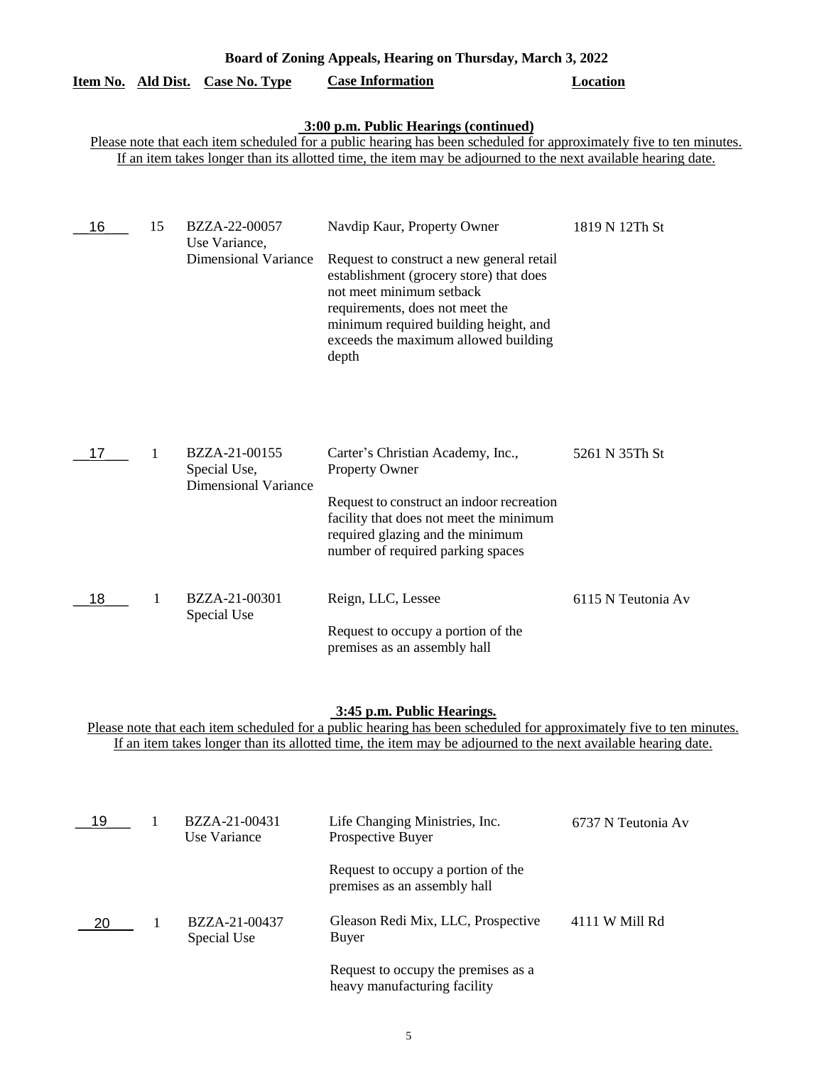**Board of Zoning Appeals, Hearing on Thursday, March 3, 2022**

**3:00 p.m. Public Hearings (continued)**

Please note that each item scheduled for a public hearing has been scheduled for approximately five to ten minutes. If an item takes longer than its allotted time, the item may be adjourned to the next available hearing date.

| Item No. | Ald Dist. | Case No. Type | Case Information | Location |
|---|---|---|---|---|
| 16 | 15 | BZZA-22-00057 Use Variance, Dimensional Variance | Navdip Kaur, Property Owner<br><br>Request to construct a new general retail establishment (grocery store) that does not meet minimum setback requirements, does not meet the minimum required building height, and exceeds the maximum allowed building depth | 1819 N 12Th St |
| 17 | 1 | BZZA-21-00155 Special Use, Dimensional Variance | Carter's Christian Academy, Inc., Property Owner<br><br>Request to construct an indoor recreation facility that does not meet the minimum required glazing and the minimum number of required parking spaces | 5261 N 35Th St |
| 18 | 1 | BZZA-21-00301 Special Use | Reign, LLC, Lessee<br><br>Request to occupy a portion of the premises as an assembly hall | 6115 N Teutonia Av |

**3:45 p.m. Public Hearings.**

Please note that each item scheduled for a public hearing has been scheduled for approximately five to ten minutes. If an item takes longer than its allotted time, the item may be adjourned to the next available hearing date.

| Item No. | Ald Dist. | Case No. Type | Case Information | Location |
|---|---|---|---|---|
| 19 | 1 | BZZA-21-00431 Use Variance | Life Changing Ministries, Inc. Prospective Buyer<br><br>Request to occupy a portion of the premises as an assembly hall | 6737 N Teutonia Av |
| 20 | 1 | BZZA-21-00437 Special Use | Gleason Redi Mix, LLC, Prospective Buyer<br><br>Request to occupy the premises as a heavy manufacturing facility | 4111 W Mill Rd |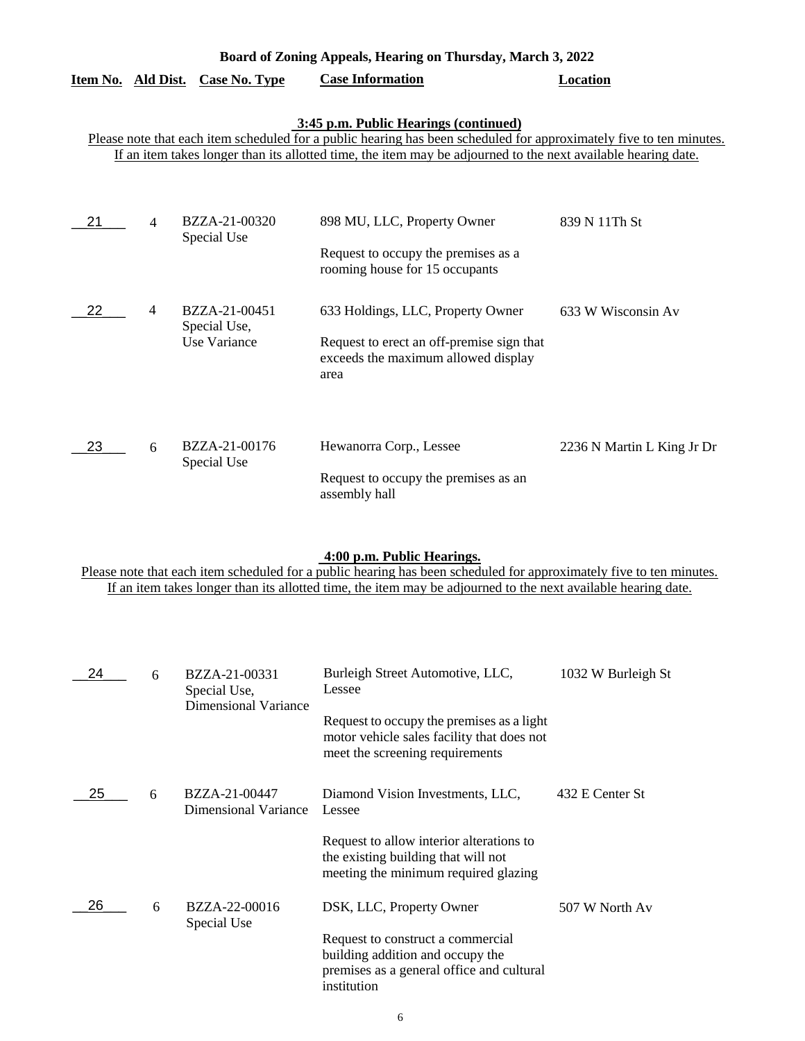**Board of Zoning Appeals, Hearing on Thursday, March 3, 2022**

### 3:45 p.m. Public Hearings (continued)

Please note that each item scheduled for a public hearing has been scheduled for approximately five to ten minutes. If an item takes longer than its allotted time, the item may be adjourned to the next available hearing date.

| Item No. | Ald Dist. | Case No. Type | Case Information | Location |
|---|---|---|---|---|
| 21 | 4 | BZZA-21-00320 Special Use | 898 MU, LLC, Property Owner<br><br>Request to occupy the premises as a rooming house for 15 occupants | 839 N 11Th St |
| 22 | 4 | BZZA-21-00451 Special Use, Use Variance | 633 Holdings, LLC, Property Owner<br><br>Request to erect an off-premise sign that exceeds the maximum allowed display area | 633 W Wisconsin Av |
| 23 | 6 | BZZA-21-00176 Special Use | Hewanorra Corp., Lessee<br><br>Request to occupy the premises as an assembly hall | 2236 N Martin L King Jr Dr |

### 4:00 p.m. Public Hearings.

Please note that each item scheduled for a public hearing has been scheduled for approximately five to ten minutes. If an item takes longer than its allotted time, the item may be adjourned to the next available hearing date.

| Item No. | Ald Dist. | Case No. Type | Case Information | Location |
|---|---|---|---|---|
| 24 | 6 | BZZA-21-00331 Special Use, Dimensional Variance | Burleigh Street Automotive, LLC, Lessee<br><br>Request to occupy the premises as a light motor vehicle sales facility that does not meet the screening requirements | 1032 W Burleigh St |
| 25 | 6 | BZZA-21-00447 Dimensional Variance | Diamond Vision Investments, LLC, Lessee<br><br>Request to allow interior alterations to the existing building that will not meeting the minimum required glazing | 432 E Center St |
| 26 | 6 | BZZA-22-00016 Special Use | DSK, LLC, Property Owner<br><br>Request to construct a commercial building addition and occupy the premises as a general office and cultural institution | 507 W North Av |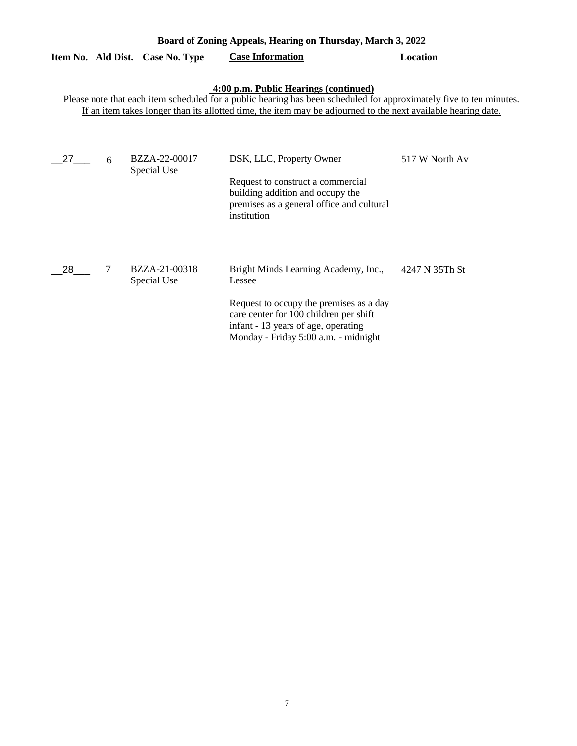## Board of Zoning Appeals, Hearing on Thursday, March 3, 2022

### 4:00 p.m. Public Hearings (continued)

Please note that each item scheduled for a public hearing has been scheduled for approximately five to ten minutes. If an item takes longer than its allotted time, the item may be adjourned to the next available hearing date.

| Item No. | Ald Dist. | Case No. Type | Case Information | Location |
|---|---|---|---|---|
| 27 | 6 | BZZA-22-00017 Special Use | DSK, LLC, Property Owner<br><br>Request to construct a commercial building addition and occupy the premises as a general office and cultural institution | 517 W North Av |
| 28 | 7 | BZZA-21-00318 Special Use | Bright Minds Learning Academy, Inc., Lessee<br><br>Request to occupy the premises as a day care center for 100 children per shift infant - 13 years of age, operating Monday - Friday 5:00 a.m. - midnight | 4247 N 35Th St |